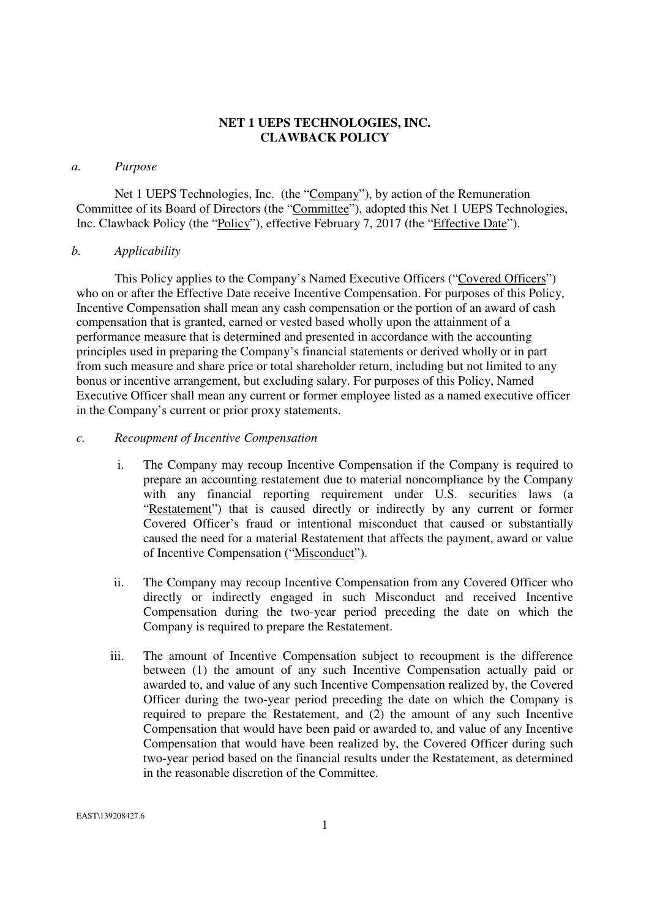# NET 1 UEPS TECHNOLOGIES, INC.
# CLAWBACK POLICY

*a. Purpose*

Net 1 UEPS Technologies, Inc. (the "Company"), by action of the Remuneration Committee of its Board of Directors (the "Committee"), adopted this Net 1 UEPS Technologies, Inc. Clawback Policy (the "Policy"), effective February 7, 2017 (the "Effective Date").

*b. Applicability*

This Policy applies to the Company's Named Executive Officers ("Covered Officers") who on or after the Effective Date receive Incentive Compensation. For purposes of this Policy, Incentive Compensation shall mean any cash compensation or the portion of an award of cash compensation that is granted, earned or vested based wholly upon the attainment of a performance measure that is determined and presented in accordance with the accounting principles used in preparing the Company's financial statements or derived wholly or in part from such measure and share price or total shareholder return, including but not limited to any bonus or incentive arrangement, but excluding salary. For purposes of this Policy, Named Executive Officer shall mean any current or former employee listed as a named executive officer in the Company's current or prior proxy statements.

*c. Recoupment of Incentive Compensation*

i. The Company may recoup Incentive Compensation if the Company is required to prepare an accounting restatement due to material noncompliance by the Company with any financial reporting requirement under U.S. securities laws (a "Restatement") that is caused directly or indirectly by any current or former Covered Officer's fraud or intentional misconduct that caused or substantially caused the need for a material Restatement that affects the payment, award or value of Incentive Compensation ("Misconduct").

ii. The Company may recoup Incentive Compensation from any Covered Officer who directly or indirectly engaged in such Misconduct and received Incentive Compensation during the two-year period preceding the date on which the Company is required to prepare the Restatement.

iii. The amount of Incentive Compensation subject to recoupment is the difference between (1) the amount of any such Incentive Compensation actually paid or awarded to, and value of any such Incentive Compensation realized by, the Covered Officer during the two-year period preceding the date on which the Company is required to prepare the Restatement, and (2) the amount of any such Incentive Compensation that would have been paid or awarded to, and value of any Incentive Compensation that would have been realized by, the Covered Officer during such two-year period based on the financial results under the Restatement, as determined in the reasonable discretion of the Committee.

EAST\139208427.6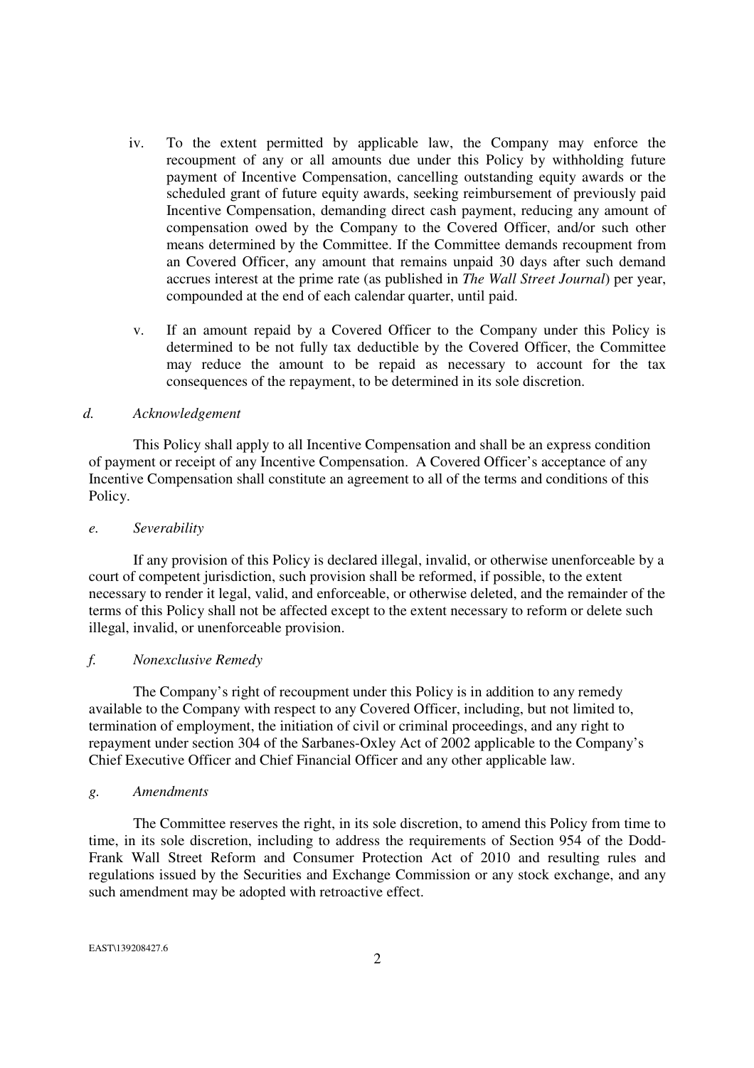iv. To the extent permitted by applicable law, the Company may enforce the recoupment of any or all amounts due under this Policy by withholding future payment of Incentive Compensation, cancelling outstanding equity awards or the scheduled grant of future equity awards, seeking reimbursement of previously paid Incentive Compensation, demanding direct cash payment, reducing any amount of compensation owed by the Company to the Covered Officer, and/or such other means determined by the Committee. If the Committee demands recoupment from an Covered Officer, any amount that remains unpaid 30 days after such demand accrues interest at the prime rate (as published in *The Wall Street Journal*) per year, compounded at the end of each calendar quarter, until paid.

v. If an amount repaid by a Covered Officer to the Company under this Policy is determined to be not fully tax deductible by the Covered Officer, the Committee may reduce the amount to be repaid as necessary to account for the tax consequences of the repayment, to be determined in its sole discretion.

*d. Acknowledgement*

This Policy shall apply to all Incentive Compensation and shall be an express condition of payment or receipt of any Incentive Compensation. A Covered Officer's acceptance of any Incentive Compensation shall constitute an agreement to all of the terms and conditions of this Policy.

*e. Severability*

If any provision of this Policy is declared illegal, invalid, or otherwise unenforceable by a court of competent jurisdiction, such provision shall be reformed, if possible, to the extent necessary to render it legal, valid, and enforceable, or otherwise deleted, and the remainder of the terms of this Policy shall not be affected except to the extent necessary to reform or delete such illegal, invalid, or unenforceable provision.

*f. Nonexclusive Remedy*

The Company's right of recoupment under this Policy is in addition to any remedy available to the Company with respect to any Covered Officer, including, but not limited to, termination of employment, the initiation of civil or criminal proceedings, and any right to repayment under section 304 of the Sarbanes-Oxley Act of 2002 applicable to the Company's Chief Executive Officer and Chief Financial Officer and any other applicable law.

*g. Amendments*

The Committee reserves the right, in its sole discretion, to amend this Policy from time to time, in its sole discretion, including to address the requirements of Section 954 of the Dodd-Frank Wall Street Reform and Consumer Protection Act of 2010 and resulting rules and regulations issued by the Securities and Exchange Commission or any stock exchange, and any such amendment may be adopted with retroactive effect.

EAST\139208427.6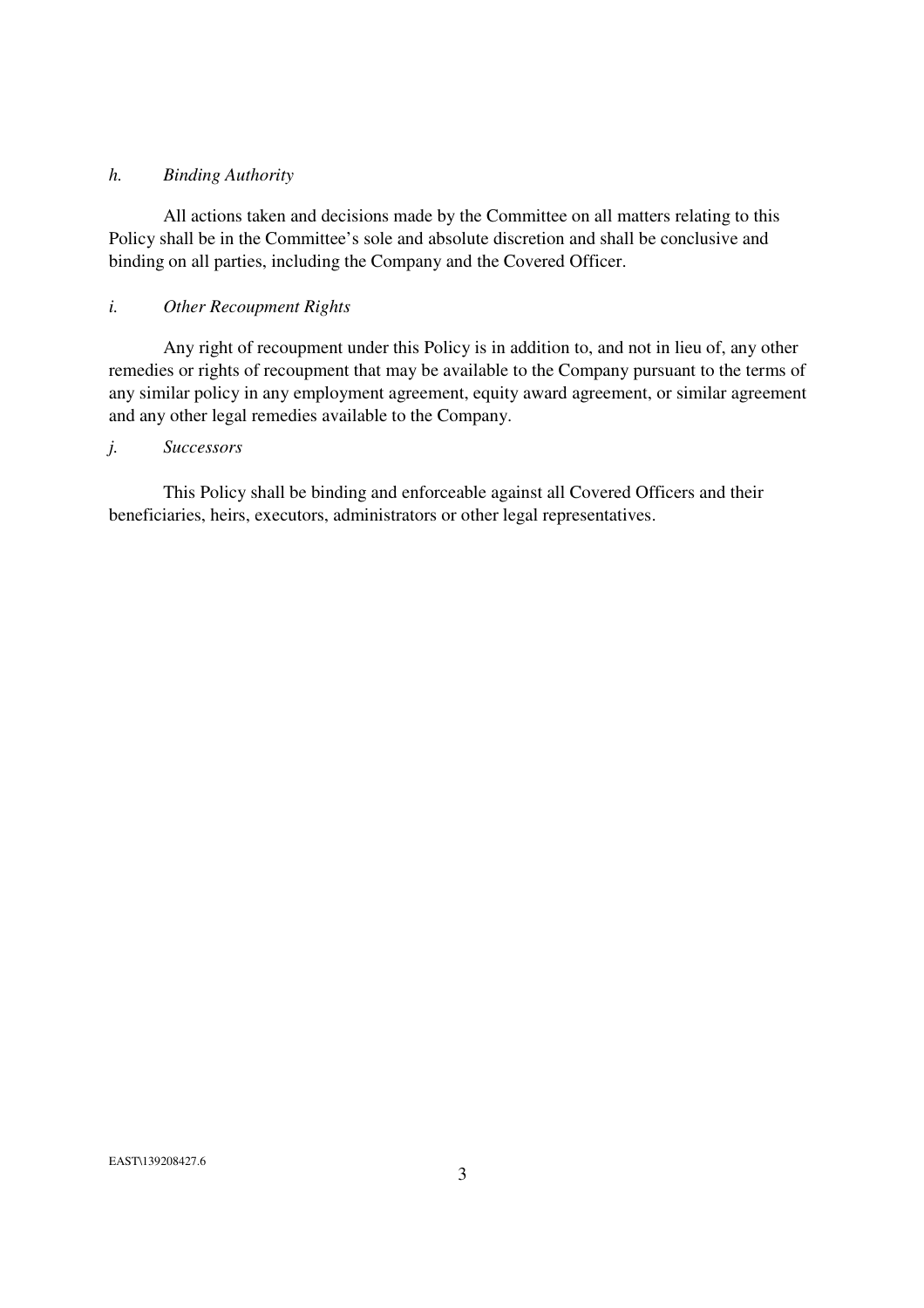*h. Binding Authority*

All actions taken and decisions made by the Committee on all matters relating to this Policy shall be in the Committee's sole and absolute discretion and shall be conclusive and binding on all parties, including the Company and the Covered Officer.

*i. Other Recoupment Rights*

Any right of recoupment under this Policy is in addition to, and not in lieu of, any other remedies or rights of recoupment that may be available to the Company pursuant to the terms of any similar policy in any employment agreement, equity award agreement, or similar agreement and any other legal remedies available to the Company.

*j. Successors*

This Policy shall be binding and enforceable against all Covered Officers and their beneficiaries, heirs, executors, administrators or other legal representatives.

EAST\139208427.6